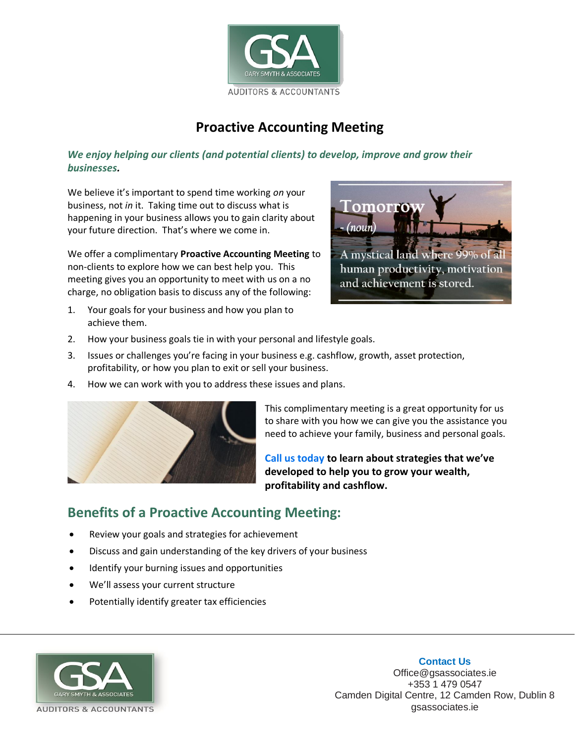# Proactive Accounting Meeting

***We enjoy helping our clients (and potential clients) to develop, improve and grow their businesses.***

We believe it's important to spend time working *on* your business, not *in* it. Taking time out to discuss what is happening in your business allows you to gain clarity about your future direction. That's where we come in.

We offer a complimentary **Proactive Accounting Meeting** to non-clients to explore how we can best help you. This meeting gives you an opportunity to meet with us on a no charge, no obligation basis to discuss any of the following:

1. Your goals for your business and how you plan to achieve them.
2. How your business goals tie in with your personal and lifestyle goals.
3. Issues or challenges you're facing in your business e.g. cashflow, growth, asset protection, profitability, or how you plan to exit or sell your business.
4. How we can work with you to address these issues and plans.

This complimentary meeting is a great opportunity for us to share with you how we can give you the assistance you need to achieve your family, business and personal goals.

**Call us today to learn about strategies that we've developed to help you to grow your wealth, profitability and cashflow.**

## Benefits of a Proactive Accounting Meeting:

- Review your goals and strategies for achievement
- Discuss and gain understanding of the key drivers of your business
- Identify your burning issues and opportunities
- We'll assess your current structure
- Potentially identify greater tax efficiencies

**Contact Us**
Office@gsassociates.ie
+353 1 479 0547
Camden Digital Centre, 12 Camden Row, Dublin 8
gsassociates.ie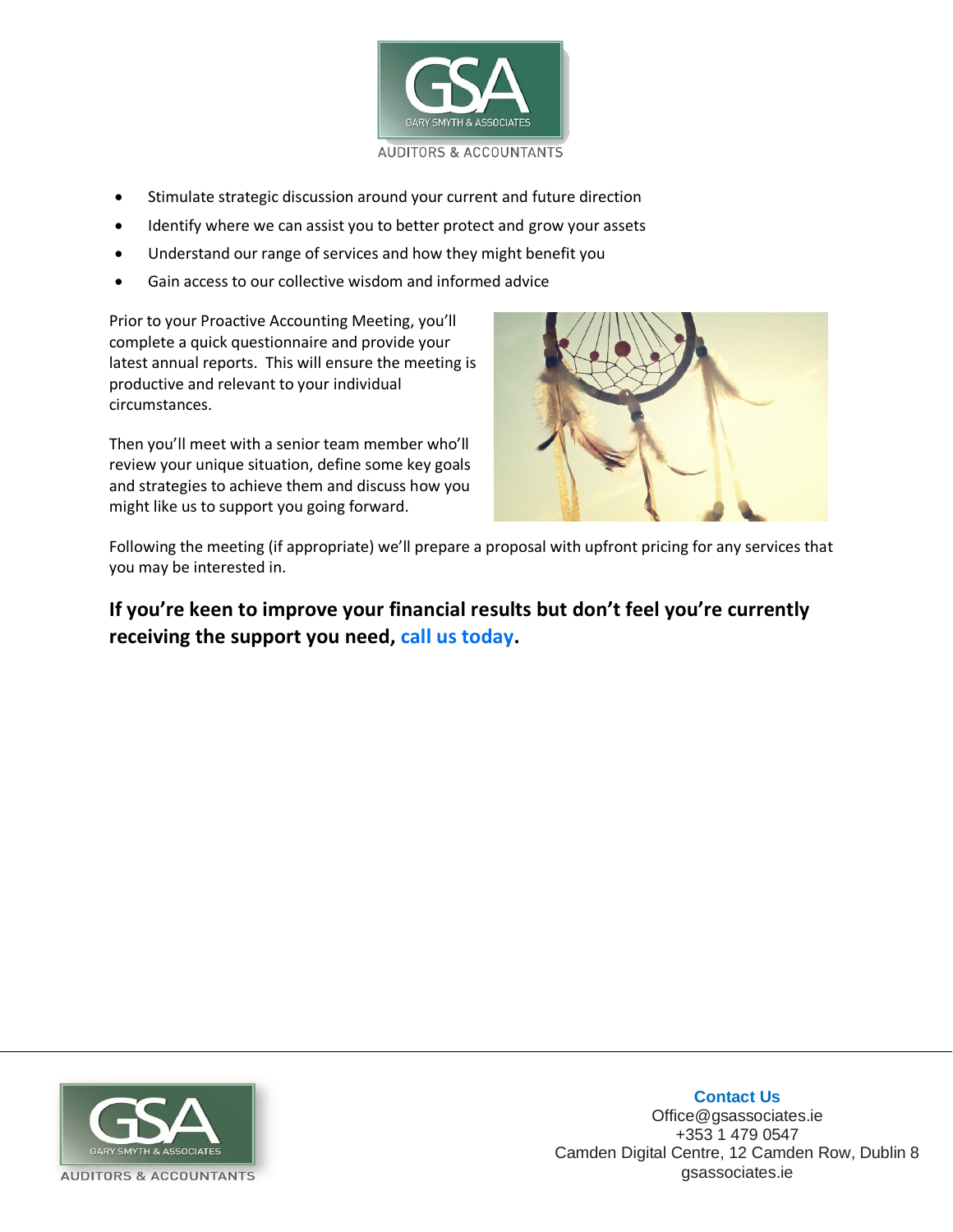- Stimulate strategic discussion around your current and future direction
- Identify where we can assist you to better protect and grow your assets
- Understand our range of services and how they might benefit you
- Gain access to our collective wisdom and informed advice

Prior to your Proactive Accounting Meeting, you'll complete a quick questionnaire and provide your latest annual reports. This will ensure the meeting is productive and relevant to your individual circumstances.

Then you'll meet with a senior team member who'll review your unique situation, define some key goals and strategies to achieve them and discuss how you might like us to support you going forward.

Following the meeting (if appropriate) we'll prepare a proposal with upfront pricing for any services that you may be interested in.

**If you're keen to improve your financial results but don't feel you're currently receiving the support you need, call us today.**

**Contact Us**
Office@gsassociates.ie
+353 1 479 0547
Camden Digital Centre, 12 Camden Row, Dublin 8
gsassociates.ie